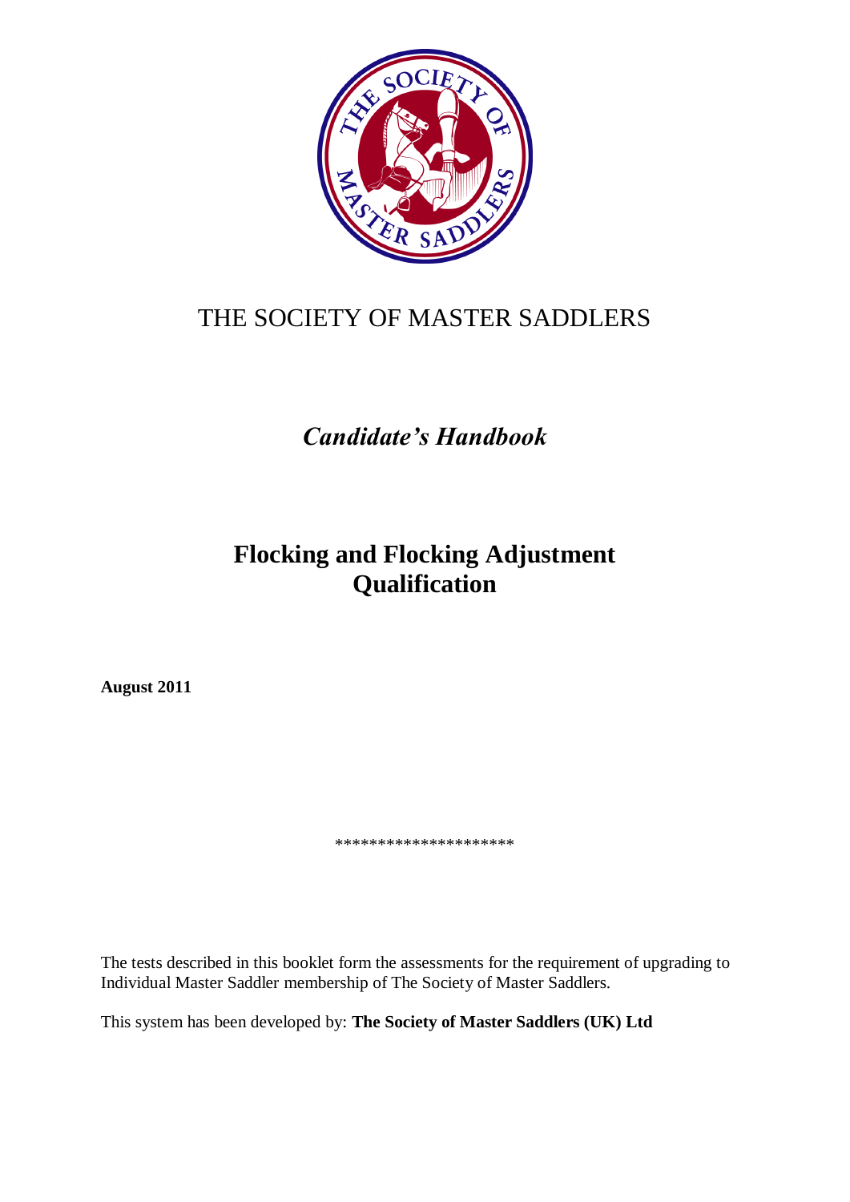# THE SOCIETY OF MASTER SADDLERS

## *Candidate's Handbook*

# Flocking and Flocking Adjustment Qualification

**August 2011**

********************

The tests described in this booklet form the assessments for the requirement of upgrading to Individual Master Saddler membership of The Society of Master Saddlers.

This system has been developed by: **The Society of Master Saddlers (UK) Ltd**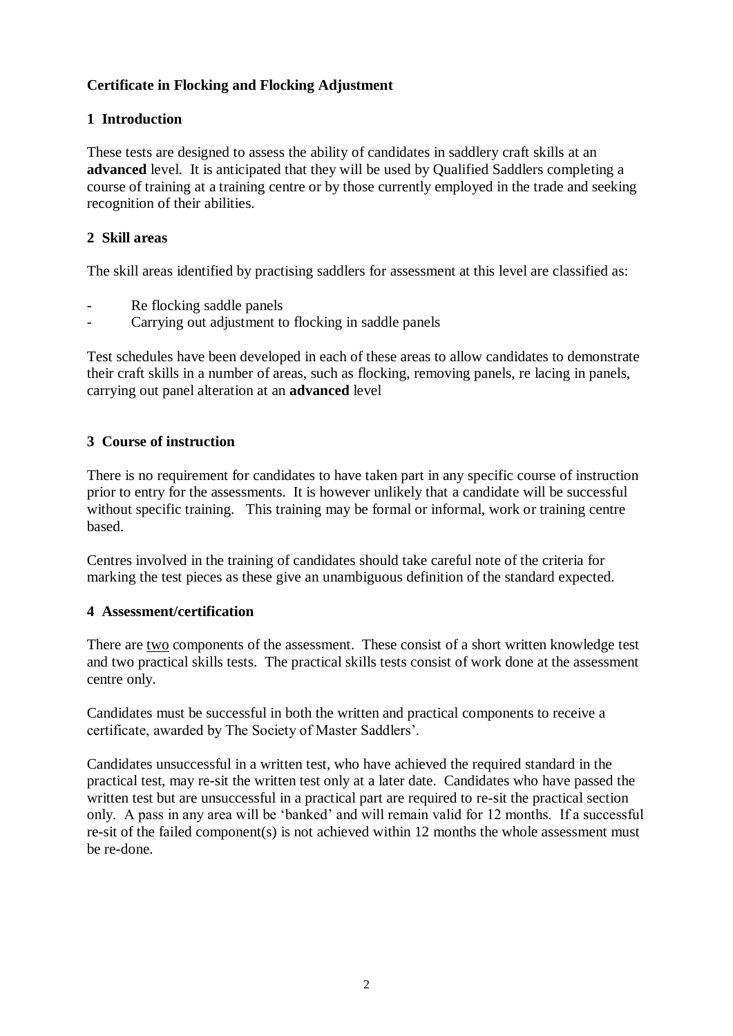**Certificate in Flocking and Flocking Adjustment**

## 1 Introduction

These tests are designed to assess the ability of candidates in saddlery craft skills at an **advanced** level. It is anticipated that they will be used by Qualified Saddlers completing a course of training at a training centre or by those currently employed in the trade and seeking recognition of their abilities.

## 2 Skill areas

The skill areas identified by practising saddlers for assessment at this level are classified as:

- Re flocking saddle panels
- Carrying out adjustment to flocking in saddle panels

Test schedules have been developed in each of these areas to allow candidates to demonstrate their craft skills in a number of areas, such as flocking, removing panels, re lacing in panels, carrying out panel alteration at an **advanced** level

## 3 Course of instruction

There is no requirement for candidates to have taken part in any specific course of instruction prior to entry for the assessments. It is however unlikely that a candidate will be successful without specific training. This training may be formal or informal, work or training centre based.

Centres involved in the training of candidates should take careful note of the criteria for marking the test pieces as these give an unambiguous definition of the standard expected.

## 4 Assessment/certification

There are two components of the assessment. These consist of a short written knowledge test and two practical skills tests. The practical skills tests consist of work done at the assessment centre only.

Candidates must be successful in both the written and practical components to receive a certificate, awarded by The Society of Master Saddlers'.

Candidates unsuccessful in a written test, who have achieved the required standard in the practical test, may re-sit the written test only at a later date. Candidates who have passed the written test but are unsuccessful in a practical part are required to re-sit the practical section only. A pass in any area will be 'banked' and will remain valid for 12 months. If a successful re-sit of the failed component(s) is not achieved within 12 months the whole assessment must be re-done.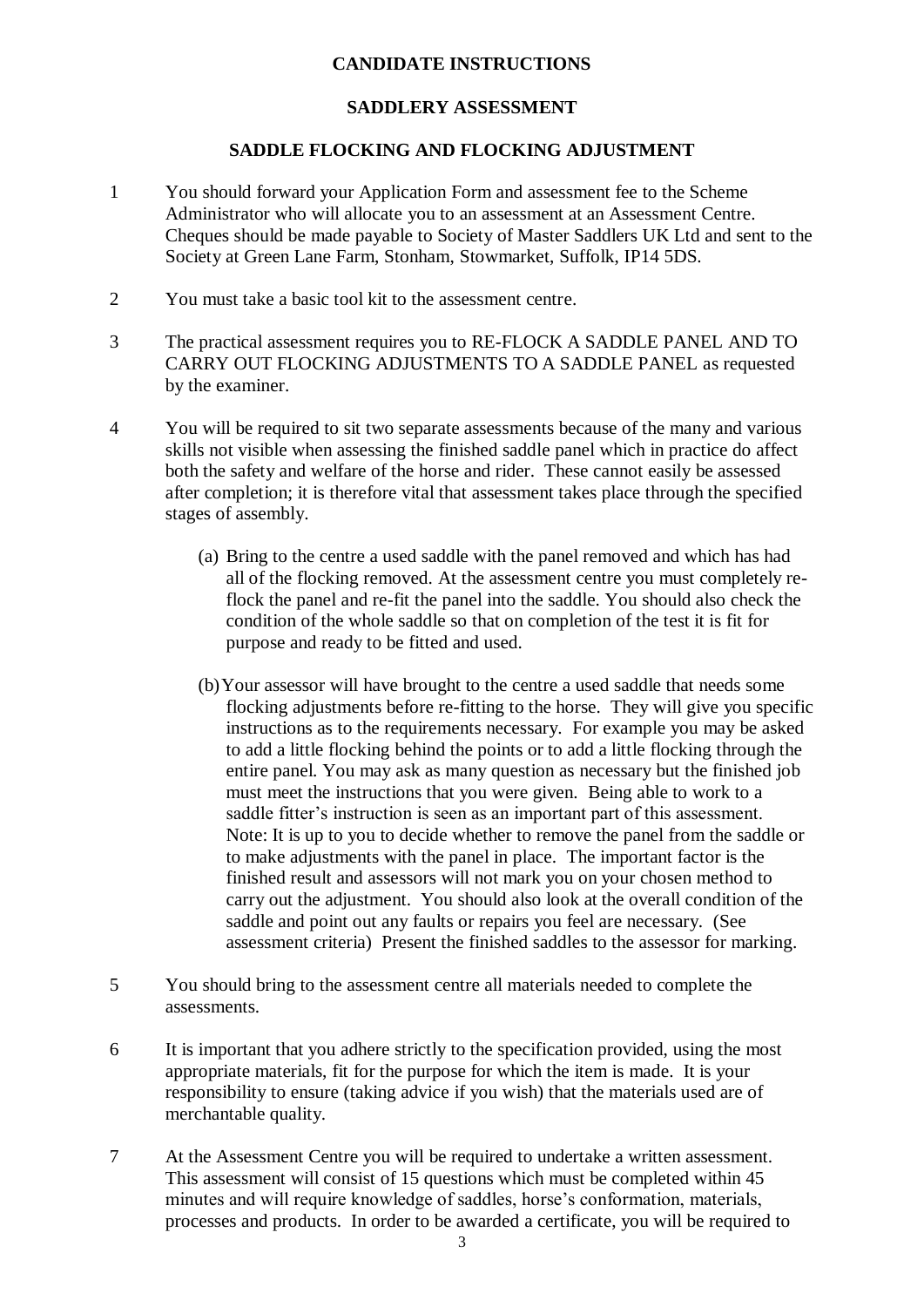**CANDIDATE INSTRUCTIONS**

**SADDLERY ASSESSMENT**

**SADDLE FLOCKING AND FLOCKING ADJUSTMENT**

1. You should forward your Application Form and assessment fee to the Scheme Administrator who will allocate you to an assessment at an Assessment Centre. Cheques should be made payable to Society of Master Saddlers UK Ltd and sent to the Society at Green Lane Farm, Stonham, Stowmarket, Suffolk, IP14 5DS.

2. You must take a basic tool kit to the assessment centre.

3. The practical assessment requires you to RE-FLOCK A SADDLE PANEL AND TO CARRY OUT FLOCKING ADJUSTMENTS TO A SADDLE PANEL as requested by the examiner.

4. You will be required to sit two separate assessments because of the many and various skills not visible when assessing the finished saddle panel which in practice do affect both the safety and welfare of the horse and rider. These cannot easily be assessed after completion; it is therefore vital that assessment takes place through the specified stages of assembly.

   (a) Bring to the centre a used saddle with the panel removed and which has had all of the flocking removed. At the assessment centre you must completely re-flock the panel and re-fit the panel into the saddle. You should also check the condition of the whole saddle so that on completion of the test it is fit for purpose and ready to be fitted and used.

   (b) Your assessor will have brought to the centre a used saddle that needs some flocking adjustments before re-fitting to the horse. They will give you specific instructions as to the requirements necessary. For example you may be asked to add a little flocking behind the points or to add a little flocking through the entire panel. You may ask as many question as necessary but the finished job must meet the instructions that you were given. Being able to work to a saddle fitter's instruction is seen as an important part of this assessment. Note: It is up to you to decide whether to remove the panel from the saddle or to make adjustments with the panel in place. The important factor is the finished result and assessors will not mark you on your chosen method to carry out the adjustment. You should also look at the overall condition of the saddle and point out any faults or repairs you feel are necessary. (See assessment criteria) Present the finished saddles to the assessor for marking.

5. You should bring to the assessment centre all materials needed to complete the assessments.

6. It is important that you adhere strictly to the specification provided, using the most appropriate materials, fit for the purpose for which the item is made. It is your responsibility to ensure (taking advice if you wish) that the materials used are of merchantable quality.

7. At the Assessment Centre you will be required to undertake a written assessment. This assessment will consist of 15 questions which must be completed within 45 minutes and will require knowledge of saddles, horse's conformation, materials, processes and products. In order to be awarded a certificate, you will be required to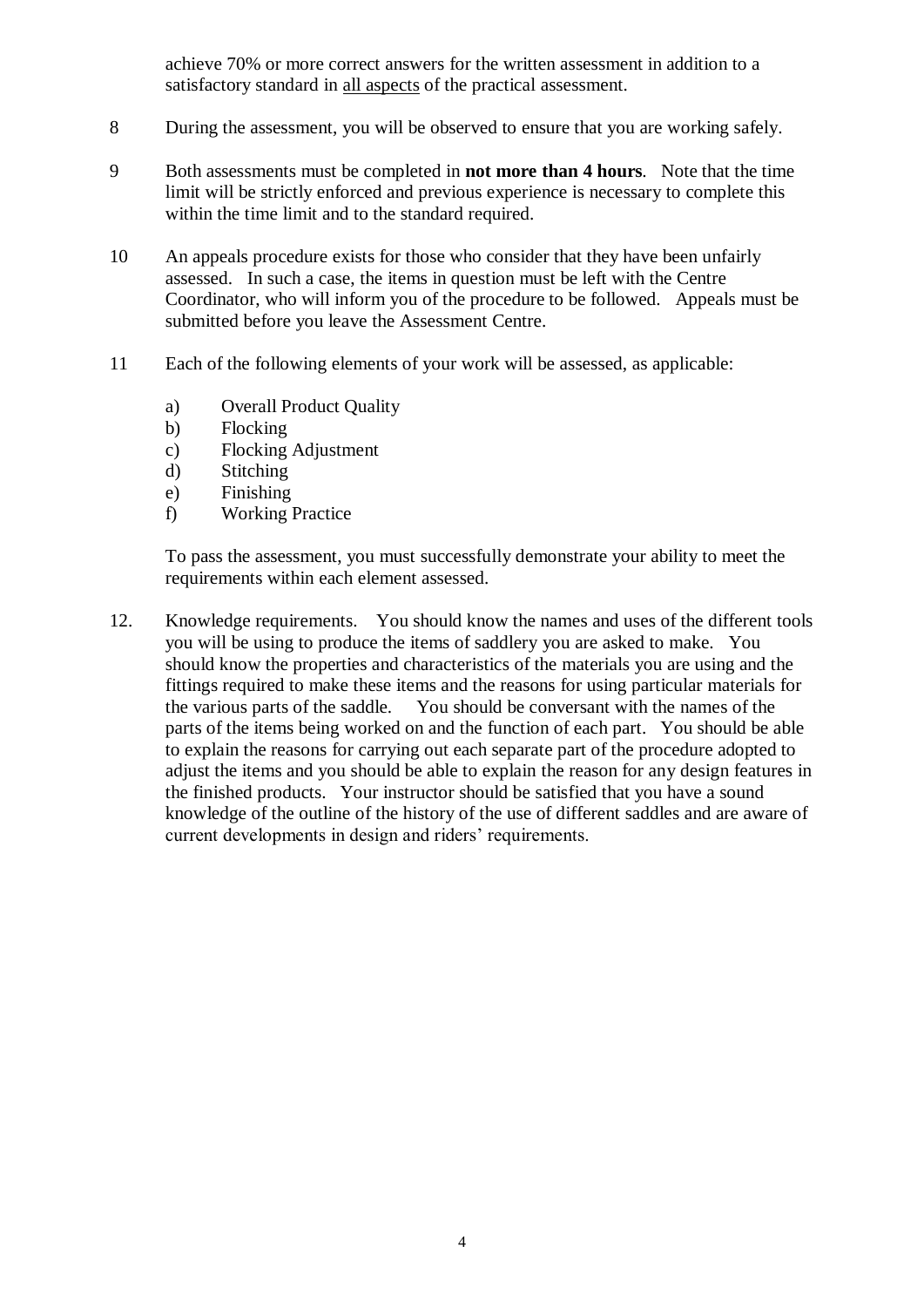achieve 70% or more correct answers for the written assessment in addition to a satisfactory standard in <u>all aspects</u> of the practical assessment.

8 During the assessment, you will be observed to ensure that you are working safely.

9 Both assessments must be completed in **not more than 4 hours**. Note that the time limit will be strictly enforced and previous experience is necessary to complete this within the time limit and to the standard required.

10 An appeals procedure exists for those who consider that they have been unfairly assessed. In such a case, the items in question must be left with the Centre Coordinator, who will inform you of the procedure to be followed. Appeals must be submitted before you leave the Assessment Centre.

11 Each of the following elements of your work will be assessed, as applicable:

   a) Overall Product Quality
   b) Flocking
   c) Flocking Adjustment
   d) Stitching
   e) Finishing
   f) Working Practice

   To pass the assessment, you must successfully demonstrate your ability to meet the requirements within each element assessed.

12. Knowledge requirements. You should know the names and uses of the different tools you will be using to produce the items of saddlery you are asked to make. You should know the properties and characteristics of the materials you are using and the fittings required to make these items and the reasons for using particular materials for the various parts of the saddle. You should be conversant with the names of the parts of the items being worked on and the function of each part. You should be able to explain the reasons for carrying out each separate part of the procedure adopted to adjust the items and you should be able to explain the reason for any design features in the finished products. Your instructor should be satisfied that you have a sound knowledge of the outline of the history of the use of different saddles and are aware of current developments in design and riders' requirements.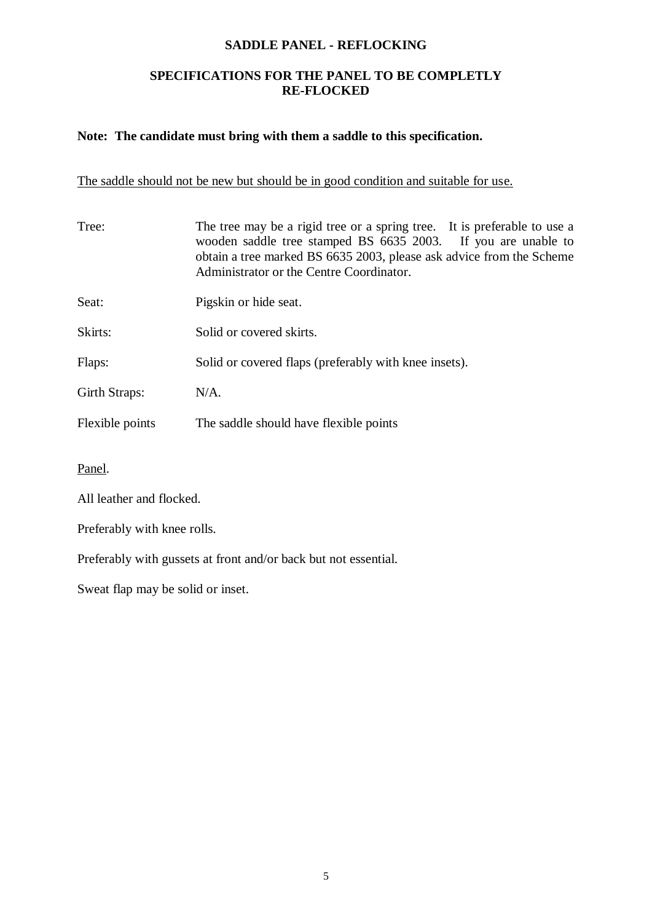## SADDLE PANEL - REFLOCKING

### SPECIFICATIONS FOR THE PANEL TO BE COMPLETLY RE-FLOCKED

**Note: The candidate must bring with them a saddle to this specification.**

The saddle should not be new but should be in good condition and suitable for use.

| | |
|---|---|
| Tree: | The tree may be a rigid tree or a spring tree. It is preferable to use a wooden saddle tree stamped BS 6635 2003. If you are unable to obtain a tree marked BS 6635 2003, please ask advice from the Scheme Administrator or the Centre Coordinator. |
| Seat: | Pigskin or hide seat. |
| Skirts: | Solid or covered skirts. |
| Flaps: | Solid or covered flaps (preferably with knee insets). |
| Girth Straps: | N/A. |
| Flexible points | The saddle should have flexible points |

Panel.

All leather and flocked.

Preferably with knee rolls.

Preferably with gussets at front and/or back but not essential.

Sweat flap may be solid or inset.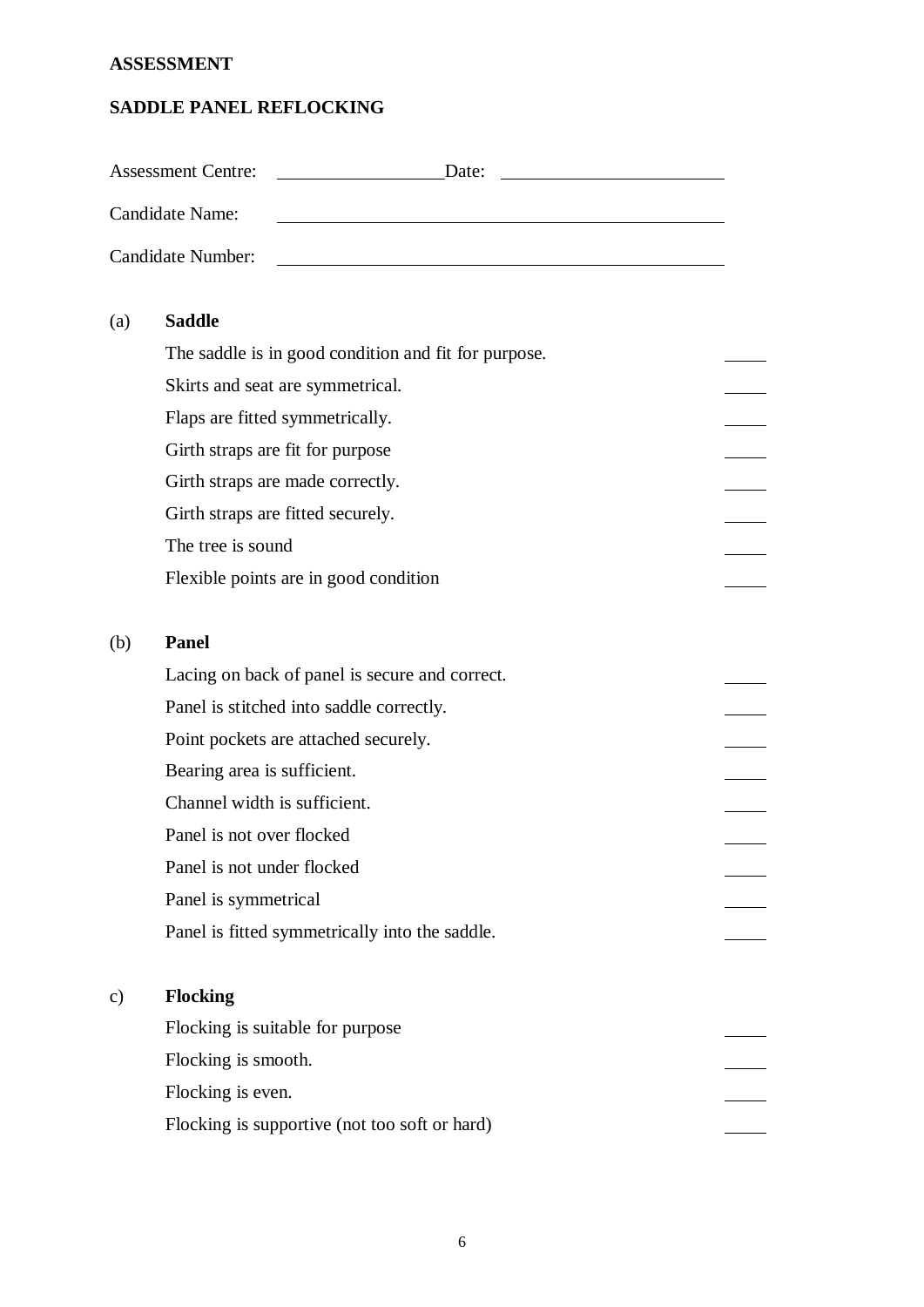**ASSESSMENT**

**SADDLE PANEL REFLOCKING**

Assessment Centre: ____________________ Date: ____________________

Candidate Name: ____________________

Candidate Number: ____________________

(a) **Saddle**

| | |
|---|---|
| The saddle is in good condition and fit for purpose. | ____ |
| Skirts and seat are symmetrical. | ____ |
| Flaps are fitted symmetrically. | ____ |
| Girth straps are fit for purpose | ____ |
| Girth straps are made correctly. | ____ |
| Girth straps are fitted securely. | ____ |
| The tree is sound | ____ |
| Flexible points are in good condition | ____ |

(b) **Panel**

| | |
|---|---|
| Lacing on back of panel is secure and correct. | ____ |
| Panel is stitched into saddle correctly. | ____ |
| Point pockets are attached securely. | ____ |
| Bearing area is sufficient. | ____ |
| Channel width is sufficient. | ____ |
| Panel is not over flocked | ____ |
| Panel is not under flocked | ____ |
| Panel is symmetrical | ____ |
| Panel is fitted symmetrically into the saddle. | ____ |

c) **Flocking**

| | |
|---|---|
| Flocking is suitable for purpose | ____ |
| Flocking is smooth. | ____ |
| Flocking is even. | ____ |
| Flocking is supportive (not too soft or hard) | ____ |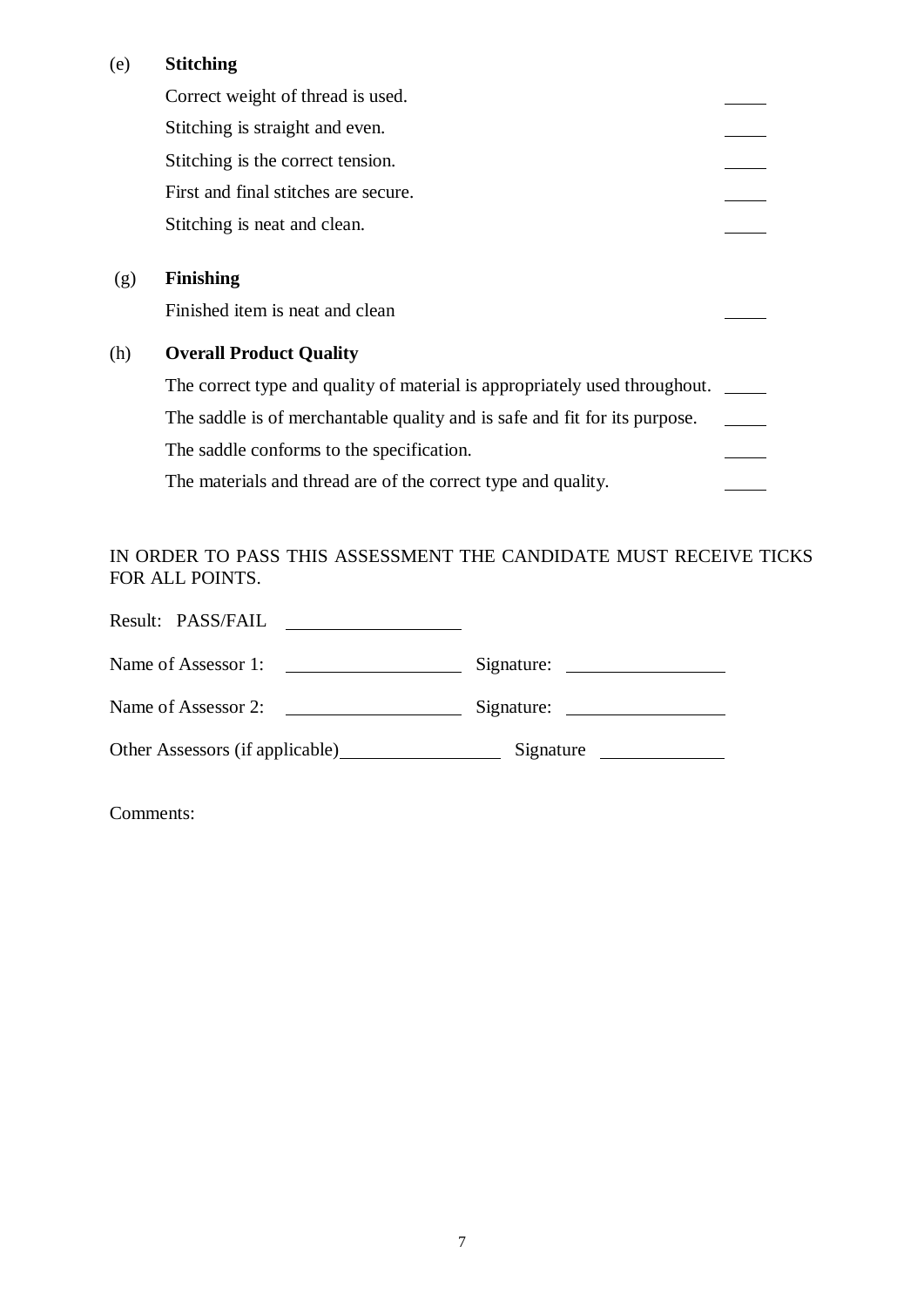(e) **Stitching**

| | |
|---|---|
| Correct weight of thread is used. | _____ |
| Stitching is straight and even. | _____ |
| Stitching is the correct tension. | _____ |
| First and final stitches are secure. | _____ |
| Stitching is neat and clean. | _____ |

(g) **Finishing**

| | |
|---|---|
| Finished item is neat and clean | _____ |

(h) **Overall Product Quality**

| | |
|---|---|
| The correct type and quality of material is appropriately used throughout. | _____ |
| The saddle is of merchantable quality and is safe and fit for its purpose. | _____ |
| The saddle conforms to the specification. | _____ |
| The materials and thread are of the correct type and quality. | _____ |

IN ORDER TO PASS THIS ASSESSMENT THE CANDIDATE MUST RECEIVE TICKS FOR ALL POINTS.

Result: PASS/FAIL ____________________

Name of Assessor 1: ____________________ Signature: ____________________

Name of Assessor 2: ____________________ Signature: ____________________

Other Assessors (if applicable)____________________ Signature ______________

Comments: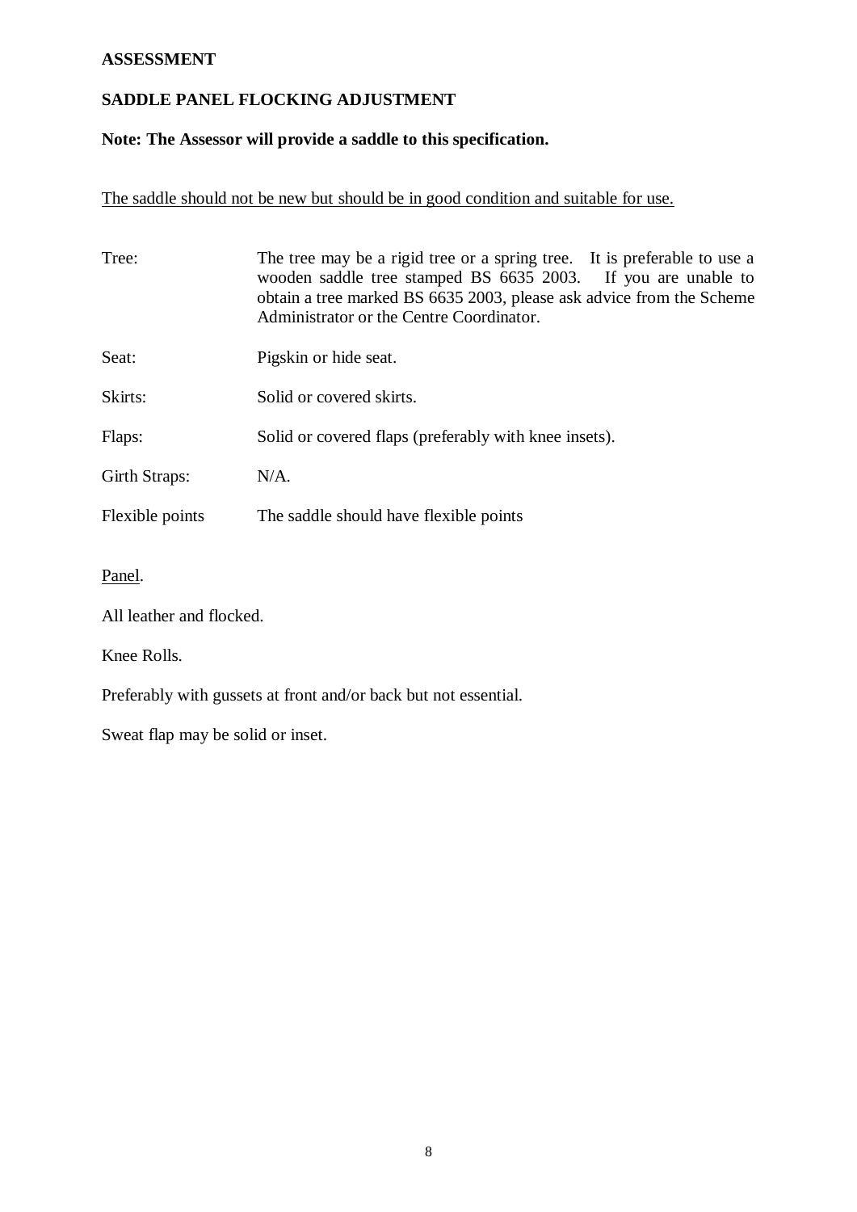**ASSESSMENT**

**SADDLE PANEL FLOCKING ADJUSTMENT**

**Note: The Assessor will provide a saddle to this specification.**

<u>The saddle should not be new but should be in good condition and suitable for use.</u>

| | |
|---|---|
| Tree: | The tree may be a rigid tree or a spring tree. It is preferable to use a wooden saddle tree stamped BS 6635 2003. If you are unable to obtain a tree marked BS 6635 2003, please ask advice from the Scheme Administrator or the Centre Coordinator. |
| Seat: | Pigskin or hide seat. |
| Skirts: | Solid or covered skirts. |
| Flaps: | Solid or covered flaps (preferably with knee insets). |
| Girth Straps: | N/A. |
| Flexible points | The saddle should have flexible points |

<u>Panel</u>.

All leather and flocked.

Knee Rolls.

Preferably with gussets at front and/or back but not essential.

Sweat flap may be solid or inset.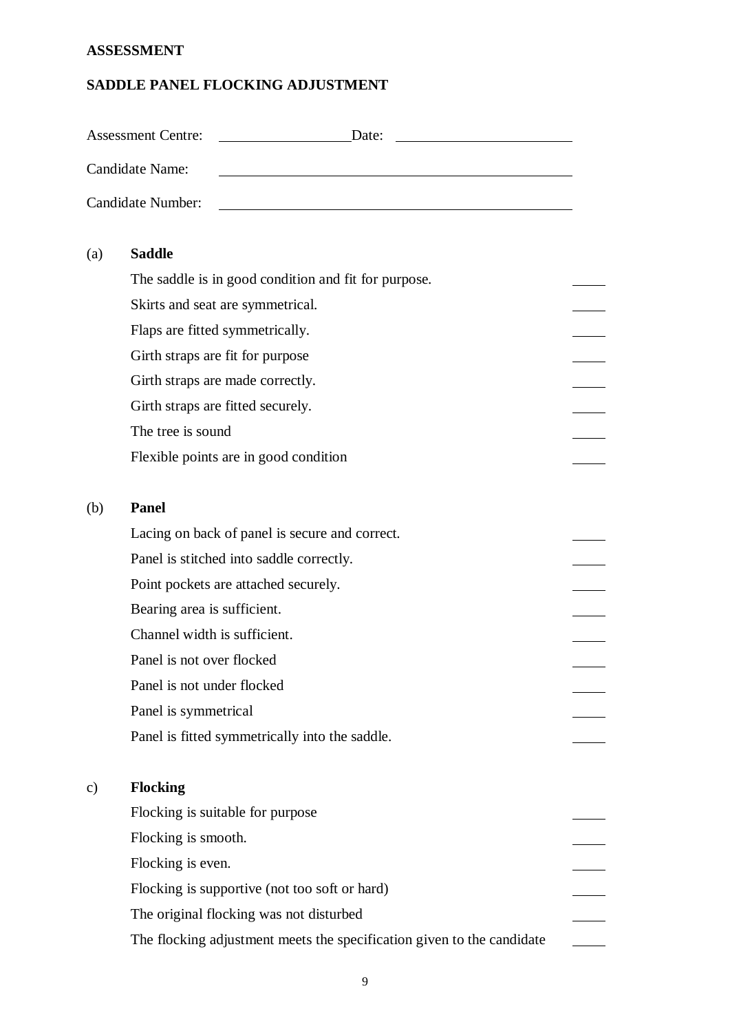**ASSESSMENT**

**SADDLE PANEL FLOCKING ADJUSTMENT**

Assessment Centre: ____________________ Date: ____________________

Candidate Name: ________________________________________

Candidate Number: ________________________________________

(a) **Saddle**

The saddle is in good condition and fit for purpose. _____

Skirts and seat are symmetrical. _____

Flaps are fitted symmetrically. _____

Girth straps are fit for purpose _____

Girth straps are made correctly. _____

Girth straps are fitted securely. _____

The tree is sound _____

Flexible points are in good condition _____

(b) **Panel**

Lacing on back of panel is secure and correct. _____

Panel is stitched into saddle correctly. _____

Point pockets are attached securely. _____

Bearing area is sufficient. _____

Channel width is sufficient. _____

Panel is not over flocked _____

Panel is not under flocked _____

Panel is symmetrical _____

Panel is fitted symmetrically into the saddle. _____

c) **Flocking**

Flocking is suitable for purpose _____

Flocking is smooth. _____

Flocking is even. _____

Flocking is supportive (not too soft or hard) _____

The original flocking was not disturbed _____

The flocking adjustment meets the specification given to the candidate _____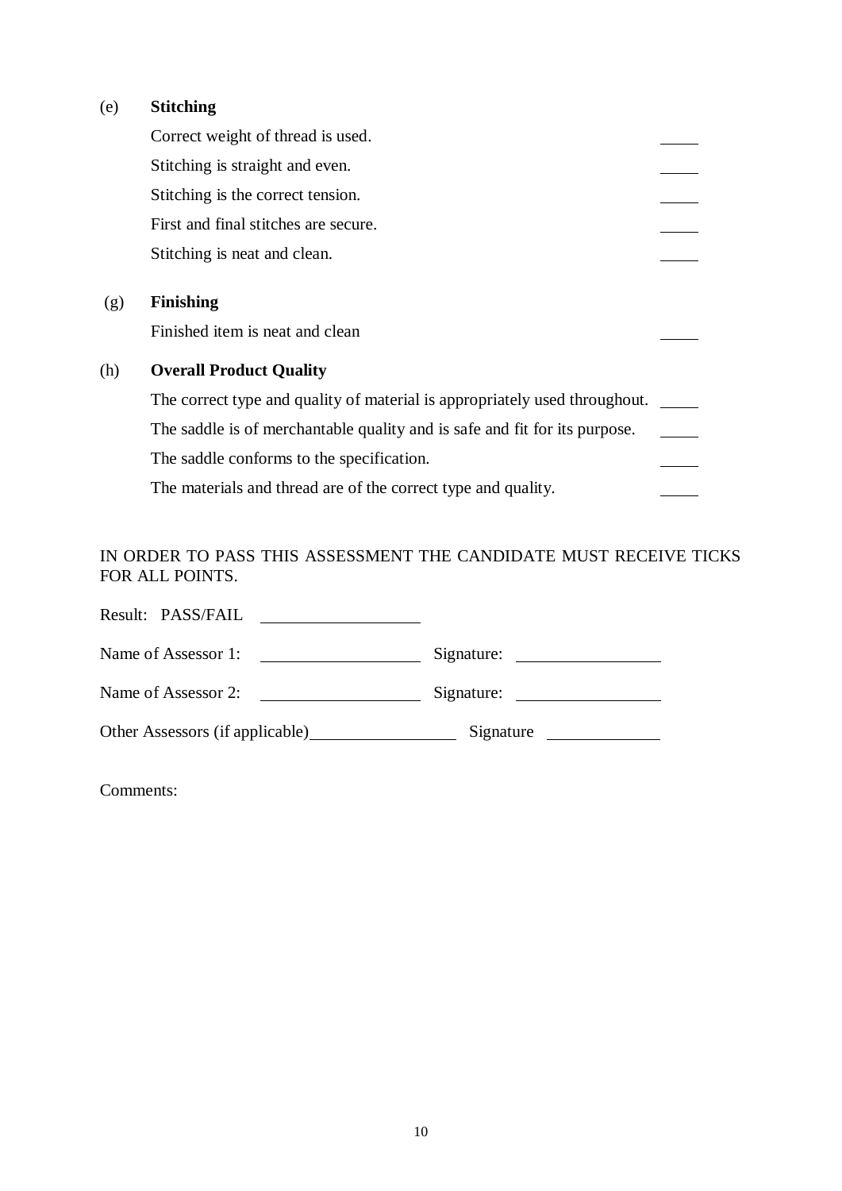(e) **Stitching**

Correct weight of thread is used. \_\_\_\_

Stitching is straight and even. \_\_\_\_

Stitching is the correct tension. \_\_\_\_

First and final stitches are secure. \_\_\_\_

Stitching is neat and clean. \_\_\_\_

(g) **Finishing**

Finished item is neat and clean \_\_\_\_

(h) **Overall Product Quality**

The correct type and quality of material is appropriately used throughout. \_\_\_\_

The saddle is of merchantable quality and is safe and fit for its purpose. \_\_\_\_

The saddle conforms to the specification. \_\_\_\_

The materials and thread are of the correct type and quality. \_\_\_\_

IN ORDER TO PASS THIS ASSESSMENT THE CANDIDATE MUST RECEIVE TICKS FOR ALL POINTS.

Result: PASS/FAIL \_\_\_\_\_\_\_\_\_\_\_\_\_\_\_\_

Name of Assessor 1: \_\_\_\_\_\_\_\_\_\_\_\_\_\_\_\_ Signature: \_\_\_\_\_\_\_\_\_\_\_\_\_\_\_\_

Name of Assessor 2: \_\_\_\_\_\_\_\_\_\_\_\_\_\_\_\_ Signature: \_\_\_\_\_\_\_\_\_\_\_\_\_\_\_\_

Other Assessors (if applicable)\_\_\_\_\_\_\_\_\_\_\_\_\_\_\_\_ Signature \_\_\_\_\_\_\_\_\_\_\_\_\_\_\_\_

Comments: